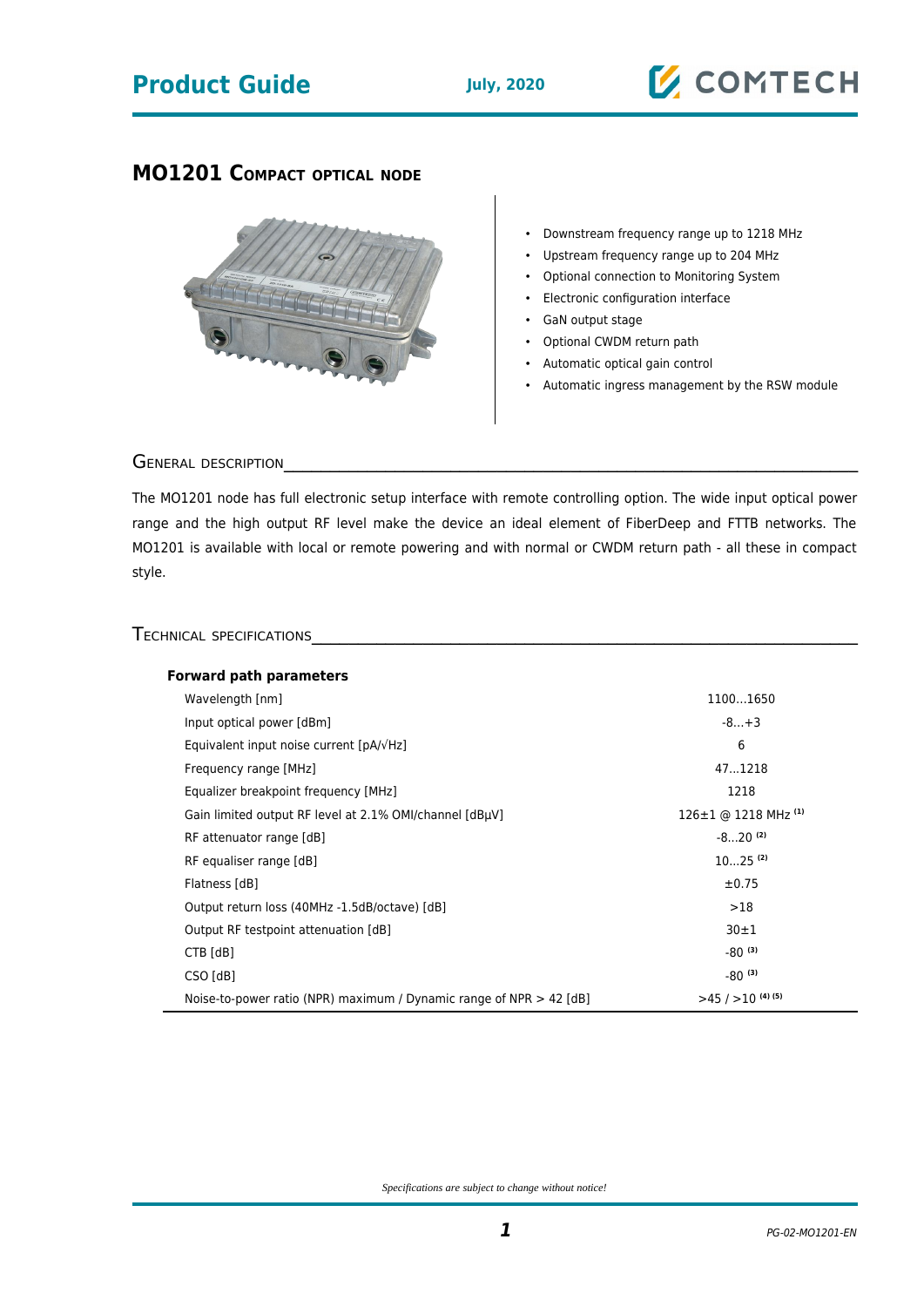# MO1201 Compact optical node

- Downstream frequency range up to 1218 MHz
- Upstream frequency range up to 204 MHz
- Optional connection to Monitoring System
- Electronic configuration interface
- GaN output stage
- Optional CWDM return path
- Automatic optical gain control
- Automatic ingress management by the RSW module

## General description

The MO1201 node has full electronic setup interface with remote controlling option. The wide input optical power range and the high output RF level make the device an ideal element of FiberDeep and FTTB networks. The MO1201 is available with local or remote powering and with normal or CWDM return path - all these in compact style.

## Technical specifications

| **Forward path parameters** | |
|---|---|
| Wavelength [nm] | 1100...1650 |
| Input optical power [dBm] | -8...+3 |
| Equivalent input noise current [pA/√Hz] | 6 |
| Frequency range [MHz] | 47...1218 |
| Equalizer breakpoint frequency [MHz] | 1218 |
| Gain limited output RF level at 2.1% OMI/channel [dBµV] | 126±1 @ 1218 MHz (1) |
| RF attenuator range [dB] | -8...20 (2) |
| RF equaliser range [dB] | 10...25 (2) |
| Flatness [dB] | ±0.75 |
| Output return loss (40MHz -1.5dB/octave) [dB] | >18 |
| Output RF testpoint attenuation [dB] | 30±1 |
| CTB [dB] | -80 (3) |
| CSO [dB] | -80 (3) |
| Noise-to-power ratio (NPR) maximum / Dynamic range of NPR > 42 [dB] | >45 / >10 (4) (5) |

*Specifications are subject to change without notice!*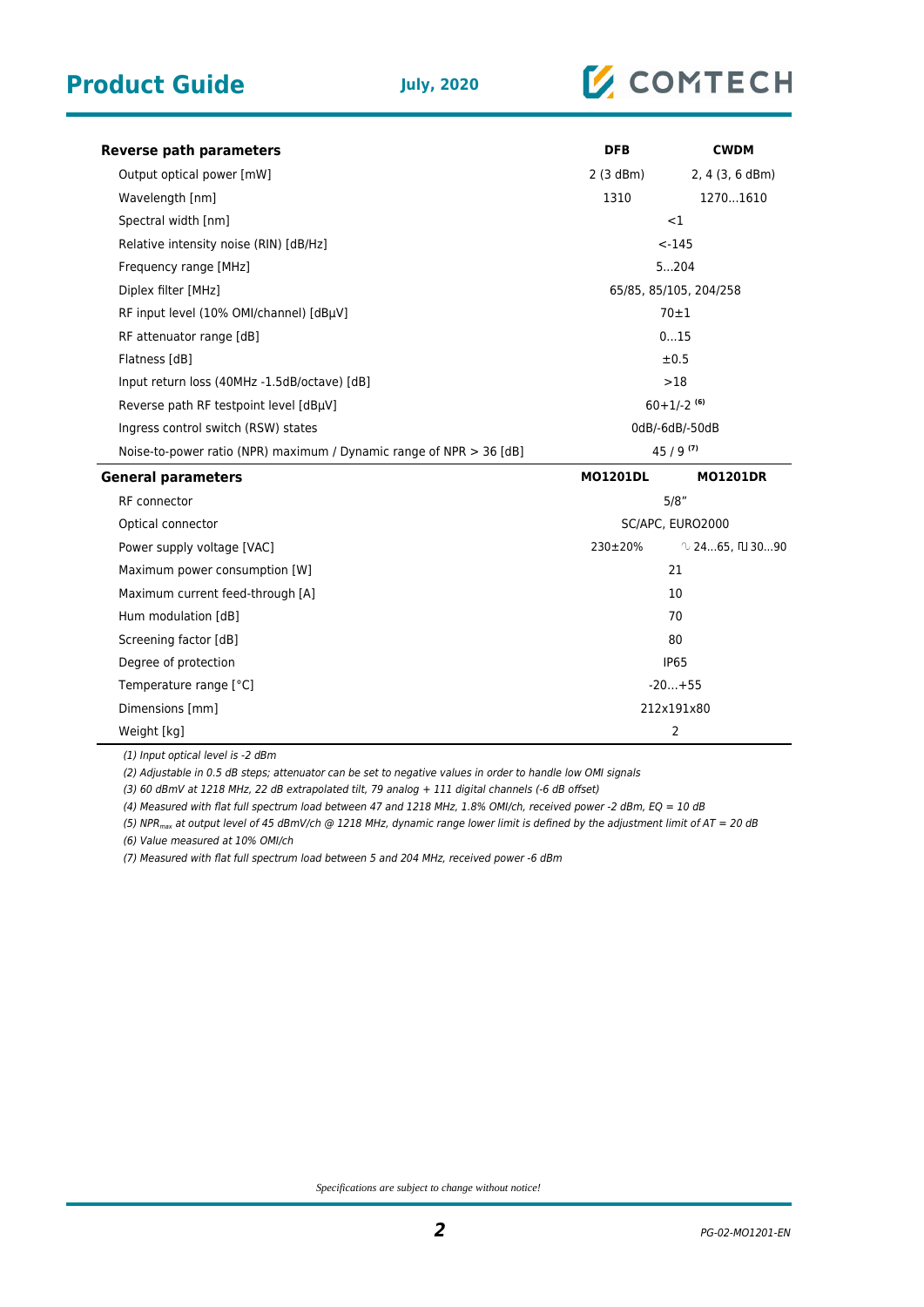| Reverse path parameters | DFB | CWDM |
|---|---|---|
| Output optical power [mW] | 2 (3 dBm) | 2, 4 (3, 6 dBm) |
| Wavelength [nm] | 1310 | 1270…1610 |
| Spectral width [nm] | <1 | |
| Relative intensity noise (RIN) [dB/Hz] | <-145 | |
| Frequency range [MHz] | 5…204 | |
| Diplex filter [MHz] | 65/85, 85/105, 204/258 | |
| RF input level (10% OMI/channel) [dBµV] | 70±1 | |
| RF attenuator range [dB] | 0…15 | |
| Flatness [dB] | ±0.5 | |
| Input return loss (40MHz -1.5dB/octave) [dB] | >18 | |
| Reverse path RF testpoint level [dBµV] | 60+1/-2 (6) | |
| Ingress control switch (RSW) states | 0dB/-6dB/-50dB | |
| Noise-to-power ratio (NPR) maximum / Dynamic range of NPR > 36 [dB] | 45 / 9 (7) | |
| **General parameters** | **MO1201DL** | **MO1201DR** |
| RF connector | 5/8” | |
| Optical connector | SC/APC, EURO2000 | |
| Power supply voltage [VAC] | 230±20% | ∿ 24…65, ⊓⊔ 30…90 |
| Maximum power consumption [W] | 21 | |
| Maximum current feed-through [A] | 10 | |
| Hum modulation [dB] | 70 | |
| Screening factor [dB] | 80 | |
| Degree of protection | IP65 | |
| Temperature range [°C] | -20…+55 | |
| Dimensions [mm] | 212x191x80 | |
| Weight [kg] | 2 | |

*(1) Input optical level is -2 dBm*

*(2) Adjustable in 0.5 dB steps; attenuator can be set to negative values in order to handle low OMI signals*

*(3) 60 dBmV at 1218 MHz, 22 dB extrapolated tilt, 79 analog + 111 digital channels (-6 dB offset)*

*(4) Measured with flat full spectrum load between 47 and 1218 MHz, 1.8% OMI/ch, received power -2 dBm, EQ = 10 dB*

*(5) $NPR_{max}$ at output level of 45 dBmV/ch @ 1218 MHz, dynamic range lower limit is defined by the adjustment limit of AT = 20 dB*

*(6) Value measured at 10% OMI/ch*

*(7) Measured with flat full spectrum load between 5 and 204 MHz, received power -6 dBm*

*Specifications are subject to change without notice!*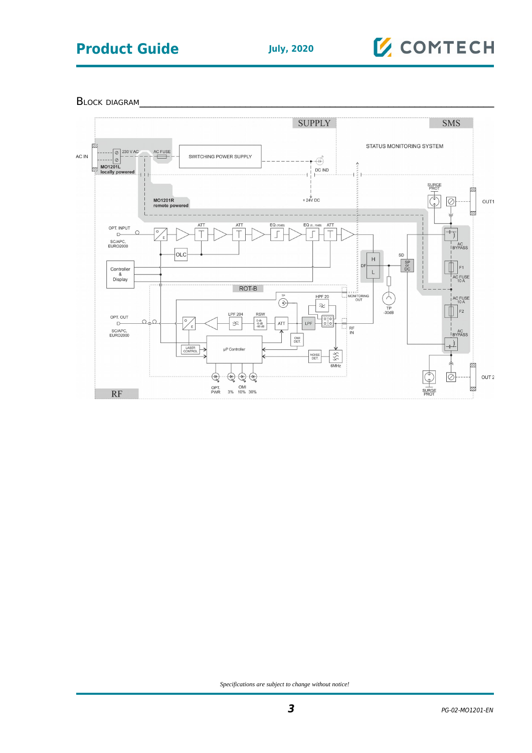## Block diagram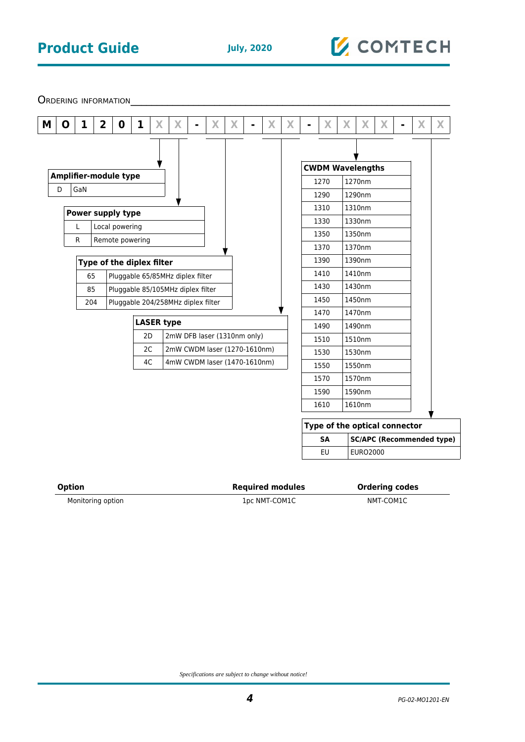## ORDERING INFORMATION

| M | O | 1 | 2 | 0 | 1 | X | X | - | X | X | - | X | X | - | X | X | X | X | - | X | X |
|---|---|---|---|---|---|---|---|---|---|---|---|---|---|---|---|---|---|---|---|---|---|

**Amplifier-module type**

| | |
|---|---|
| D | GaN |

**Power supply type**

| | |
|---|---|
| L | Local powering |
| R | Remote powering |

**Type of the diplex filter**

| | |
|---|---|
| 65 | Pluggable 65/85MHz diplex filter |
| 85 | Pluggable 85/105MHz diplex filter |
| 204 | Pluggable 204/258MHz diplex filter |

**LASER type**

| | |
|---|---|
| 2D | 2mW DFB laser (1310nm only) |
| 2C | 2mW CWDM laser (1270-1610nm) |
| 4C | 4mW CWDM laser (1470-1610nm) |

**CWDM Wavelengths**

| | |
|---|---|
| 1270 | 1270nm |
| 1290 | 1290nm |
| 1310 | 1310nm |
| 1330 | 1330nm |
| 1350 | 1350nm |
| 1370 | 1370nm |
| 1390 | 1390nm |
| 1410 | 1410nm |
| 1430 | 1430nm |
| 1450 | 1450nm |
| 1470 | 1470nm |
| 1490 | 1490nm |
| 1510 | 1510nm |
| 1530 | 1530nm |
| 1550 | 1550nm |
| 1570 | 1570nm |
| 1590 | 1590nm |
| 1610 | 1610nm |

**Type of the optical connector**

| | |
|---|---|
| **SA** | **SC/APC (Recommended type)** |
| EU | EURO2000 |

| Option | Required modules | Ordering codes |
|---|---|---|
| Monitoring option | 1pc NMT-COM1C | NMT-COM1C |

*Specifications are subject to change without notice!*